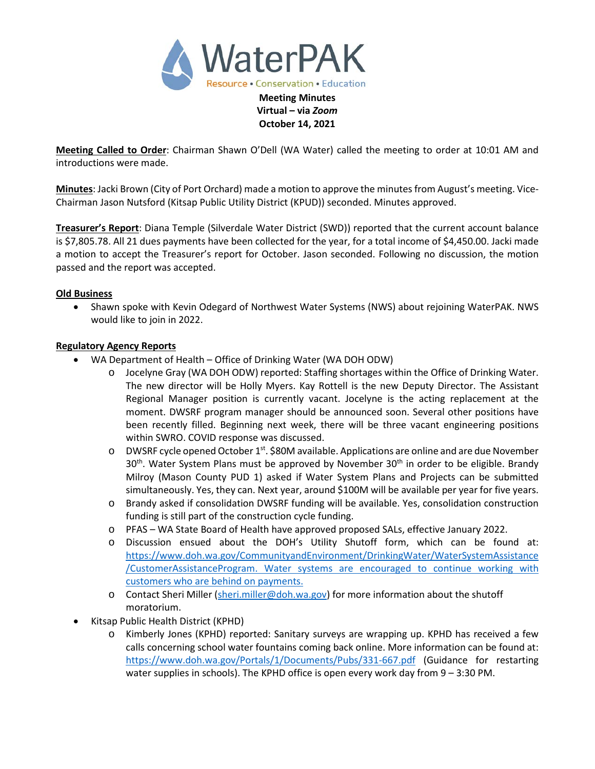# WaterPAK

Resource • Conservation • Education

**Meeting Minutes**
**Virtual – via *Zoom***
**October 14, 2021**

**Meeting Called to Order**: Chairman Shawn O'Dell (WA Water) called the meeting to order at 10:01 AM and introductions were made.

**Minutes**: Jacki Brown (City of Port Orchard) made a motion to approve the minutes from August's meeting. Vice-Chairman Jason Nutsford (Kitsap Public Utility District (KPUD)) seconded. Minutes approved.

**Treasurer's Report**: Diana Temple (Silverdale Water District (SWD)) reported that the current account balance is $7,805.78. All 21 dues payments have been collected for the year, for a total income of $4,450.00. Jacki made a motion to accept the Treasurer's report for October. Jason seconded. Following no discussion, the motion passed and the report was accepted.

**Old Business**

- Shawn spoke with Kevin Odegard of Northwest Water Systems (NWS) about rejoining WaterPAK. NWS would like to join in 2022.

**Regulatory Agency Reports**

- WA Department of Health – Office of Drinking Water (WA DOH ODW)
    - Jocelyne Gray (WA DOH ODW) reported: Staffing shortages within the Office of Drinking Water. The new director will be Holly Myers. Kay Rottell is the new Deputy Director. The Assistant Regional Manager position is currently vacant. Jocelyne is the acting replacement at the moment. DWSRF program manager should be announced soon. Several other positions have been recently filled. Beginning next week, there will be three vacant engineering positions within SWRO. COVID response was discussed.
    - DWSRF cycle opened October 1st. $80M available. Applications are online and are due November 30th. Water System Plans must be approved by November 30th in order to be eligible. Brandy Milroy (Mason County PUD 1) asked if Water System Plans and Projects can be submitted simultaneously. Yes, they can. Next year, around $100M will be available per year for five years.
    - Brandy asked if consolidation DWSRF funding will be available. Yes, consolidation construction funding is still part of the construction cycle funding.
    - PFAS – WA State Board of Health have approved proposed SALs, effective January 2022.
    - Discussion ensued about the DOH's Utility Shutoff form, which can be found at: https://www.doh.wa.gov/CommunityandEnvironment/DrinkingWater/WaterSystemAssistance/CustomerAssistanceProgram. Water systems are encouraged to continue working with customers who are behind on payments.
    - Contact Sheri Miller (sheri.miller@doh.wa.gov) for more information about the shutoff moratorium.
- Kitsap Public Health District (KPHD)
    - Kimberly Jones (KPHD) reported: Sanitary surveys are wrapping up. KPHD has received a few calls concerning school water fountains coming back online. More information can be found at: https://www.doh.wa.gov/Portals/1/Documents/Pubs/331-667.pdf (Guidance for restarting water supplies in schools). The KPHD office is open every work day from 9 – 3:30 PM.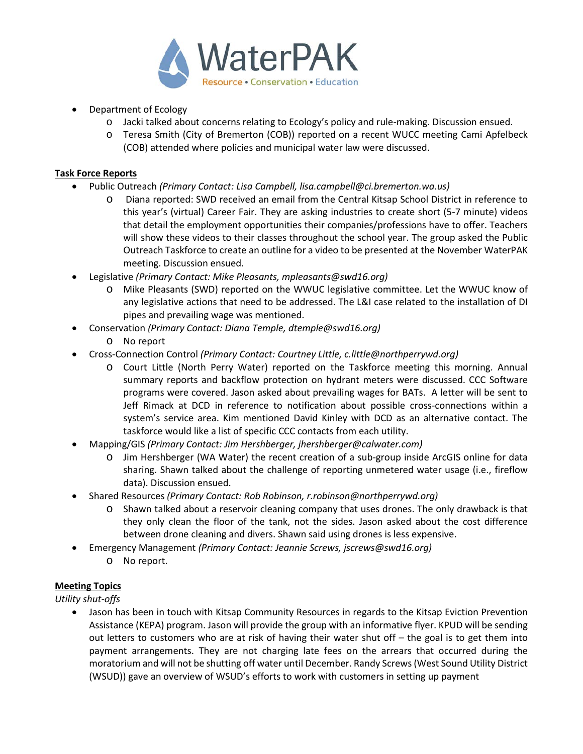- Department of Ecology
  - Jacki talked about concerns relating to Ecology's policy and rule-making. Discussion ensued.
  - Teresa Smith (City of Bremerton (COB)) reported on a recent WUCC meeting Cami Apfelbeck (COB) attended where policies and municipal water law were discussed.

**Task Force Reports**

- Public Outreach *(Primary Contact: Lisa Campbell, lisa.campbell@ci.bremerton.wa.us)*
  - Diana reported: SWD received an email from the Central Kitsap School District in reference to this year's (virtual) Career Fair. They are asking industries to create short (5-7 minute) videos that detail the employment opportunities their companies/professions have to offer. Teachers will show these videos to their classes throughout the school year. The group asked the Public Outreach Taskforce to create an outline for a video to be presented at the November WaterPAK meeting. Discussion ensued.
- Legislative *(Primary Contact: Mike Pleasants, mpleasants@swd16.org)*
  - Mike Pleasants (SWD) reported on the WWUC legislative committee. Let the WWUC know of any legislative actions that need to be addressed. The L&I case related to the installation of DI pipes and prevailing wage was mentioned.
- Conservation *(Primary Contact: Diana Temple, dtemple@swd16.org)*
  - No report
- Cross-Connection Control *(Primary Contact: Courtney Little, c.little@northperrywd.org)*
  - Court Little (North Perry Water) reported on the Taskforce meeting this morning. Annual summary reports and backflow protection on hydrant meters were discussed. CCC Software programs were covered. Jason asked about prevailing wages for BATs. A letter will be sent to Jeff Rimack at DCD in reference to notification about possible cross-connections within a system's service area. Kim mentioned David Kinley with DCD as an alternative contact. The taskforce would like a list of specific CCC contacts from each utility.
- Mapping/GIS *(Primary Contact: Jim Hershberger, jhershberger@calwater.com)*
  - Jim Hershberger (WA Water) the recent creation of a sub-group inside ArcGIS online for data sharing. Shawn talked about the challenge of reporting unmetered water usage (i.e., fireflow data). Discussion ensued.
- Shared Resources *(Primary Contact: Rob Robinson, r.robinson@northperrywd.org)*
  - Shawn talked about a reservoir cleaning company that uses drones. The only drawback is that they only clean the floor of the tank, not the sides. Jason asked about the cost difference between drone cleaning and divers. Shawn said using drones is less expensive.
- Emergency Management *(Primary Contact: Jeannie Screws, jscrews@swd16.org)*
  - No report.

**Meeting Topics**

*Utility shut-offs*

- Jason has been in touch with Kitsap Community Resources in regards to the Kitsap Eviction Prevention Assistance (KEPA) program. Jason will provide the group with an informative flyer. KPUD will be sending out letters to customers who are at risk of having their water shut off – the goal is to get them into payment arrangements. They are not charging late fees on the arrears that occurred during the moratorium and will not be shutting off water until December. Randy Screws (West Sound Utility District (WSUD)) gave an overview of WSUD's efforts to work with customers in setting up payment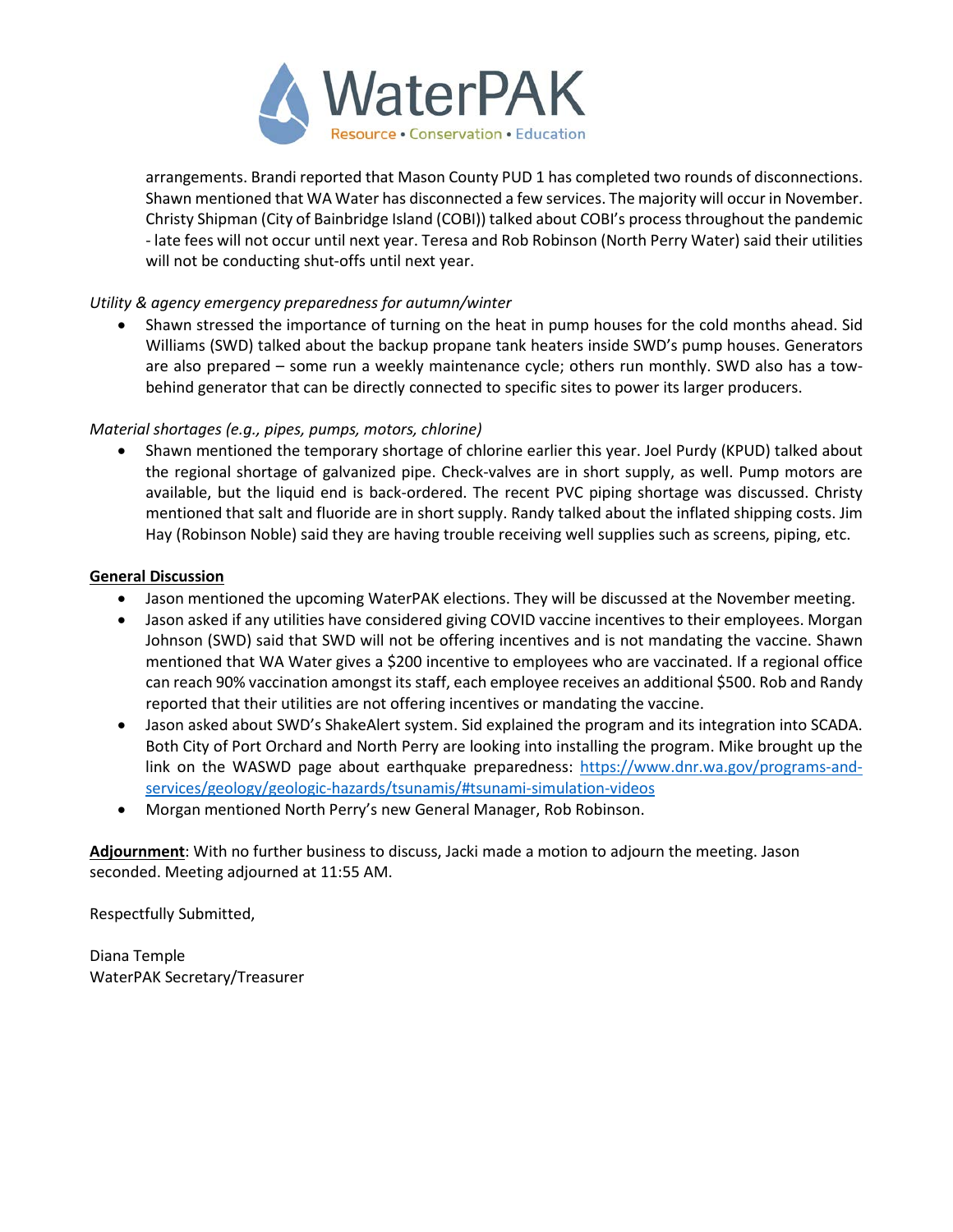arrangements. Brandi reported that Mason County PUD 1 has completed two rounds of disconnections. Shawn mentioned that WA Water has disconnected a few services. The majority will occur in November. Christy Shipman (City of Bainbridge Island (COBI)) talked about COBI's process throughout the pandemic - late fees will not occur until next year. Teresa and Rob Robinson (North Perry Water) said their utilities will not be conducting shut-offs until next year.

*Utility & agency emergency preparedness for autumn/winter*

- Shawn stressed the importance of turning on the heat in pump houses for the cold months ahead. Sid Williams (SWD) talked about the backup propane tank heaters inside SWD's pump houses. Generators are also prepared – some run a weekly maintenance cycle; others run monthly. SWD also has a tow-behind generator that can be directly connected to specific sites to power its larger producers.

*Material shortages (e.g., pipes, pumps, motors, chlorine)*

- Shawn mentioned the temporary shortage of chlorine earlier this year. Joel Purdy (KPUD) talked about the regional shortage of galvanized pipe. Check-valves are in short supply, as well. Pump motors are available, but the liquid end is back-ordered. The recent PVC piping shortage was discussed. Christy mentioned that salt and fluoride are in short supply. Randy talked about the inflated shipping costs. Jim Hay (Robinson Noble) said they are having trouble receiving well supplies such as screens, piping, etc.

**<u>General Discussion</u>**

- Jason mentioned the upcoming WaterPAK elections. They will be discussed at the November meeting.
- Jason asked if any utilities have considered giving COVID vaccine incentives to their employees. Morgan Johnson (SWD) said that SWD will not be offering incentives and is not mandating the vaccine. Shawn mentioned that WA Water gives a $200 incentive to employees who are vaccinated. If a regional office can reach 90% vaccination amongst its staff, each employee receives an additional $500. Rob and Randy reported that their utilities are not offering incentives or mandating the vaccine.
- Jason asked about SWD's ShakeAlert system. Sid explained the program and its integration into SCADA. Both City of Port Orchard and North Perry are looking into installing the program. Mike brought up the link on the WASWD page about earthquake preparedness: [https://www.dnr.wa.gov/programs-and-services/geology/geologic-hazards/tsunamis/#tsunami-simulation-videos](https://www.dnr.wa.gov/programs-and-services/geology/geologic-hazards/tsunamis/#tsunami-simulation-videos)
- Morgan mentioned North Perry's new General Manager, Rob Robinson.

**<u>Adjournment</u>**: With no further business to discuss, Jacki made a motion to adjourn the meeting. Jason seconded. Meeting adjourned at 11:55 AM.

Respectfully Submitted,

Diana Temple
WaterPAK Secretary/Treasurer